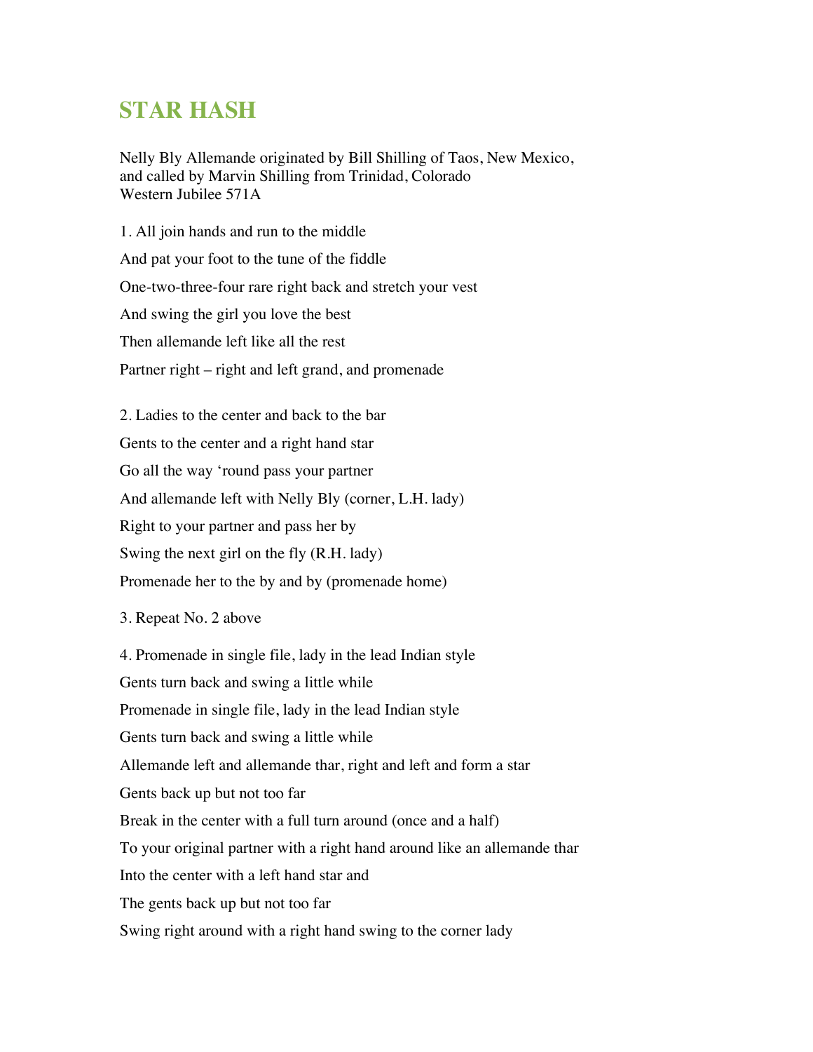# STAR HASH

Nelly Bly Allemande originated by Bill Shilling of Taos, New Mexico,
and called by Marvin Shilling from Trinidad, Colorado
Western Jubilee 571A

1. All join hands and run to the middle

And pat your foot to the tune of the fiddle

One-two-three-four rare right back and stretch your vest

And swing the girl you love the best

Then allemande left like all the rest

Partner right – right and left grand, and promenade

2. Ladies to the center and back to the bar

Gents to the center and a right hand star

Go all the way 'round pass your partner

And allemande left with Nelly Bly (corner, L.H. lady)

Right to your partner and pass her by

Swing the next girl on the fly (R.H. lady)

Promenade her to the by and by (promenade home)

3. Repeat No. 2 above

4. Promenade in single file, lady in the lead Indian style

Gents turn back and swing a little while

Promenade in single file, lady in the lead Indian style

Gents turn back and swing a little while

Allemande left and allemande thar, right and left and form a star

Gents back up but not too far

Break in the center with a full turn around (once and a half)

To your original partner with a right hand around like an allemande thar

Into the center with a left hand star and

The gents back up but not too far

Swing right around with a right hand swing to the corner lady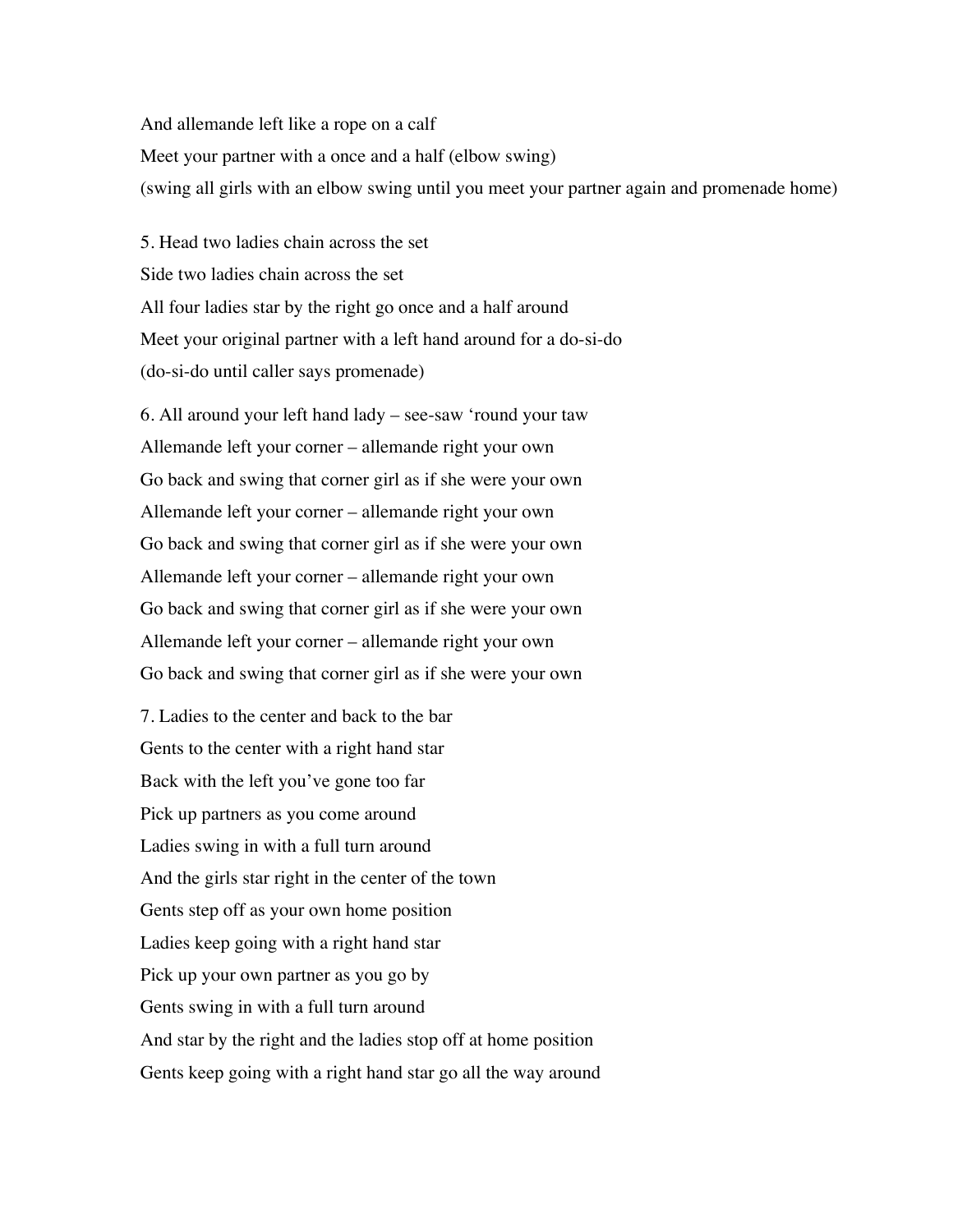And allemande left like a rope on a calf

Meet your partner with a once and a half (elbow swing)

(swing all girls with an elbow swing until you meet your partner again and promenade home)

5. Head two ladies chain across the set

Side two ladies chain across the set

All four ladies star by the right go once and a half around

Meet your original partner with a left hand around for a do-si-do

(do-si-do until caller says promenade)

6. All around your left hand lady – see-saw 'round your taw

Allemande left your corner – allemande right your own

Go back and swing that corner girl as if she were your own

Allemande left your corner – allemande right your own

Go back and swing that corner girl as if she were your own

Allemande left your corner – allemande right your own

Go back and swing that corner girl as if she were your own

Allemande left your corner – allemande right your own

Go back and swing that corner girl as if she were your own

7. Ladies to the center and back to the bar

Gents to the center with a right hand star

Back with the left you've gone too far

Pick up partners as you come around

Ladies swing in with a full turn around

And the girls star right in the center of the town

Gents step off as your own home position

Ladies keep going with a right hand star

Pick up your own partner as you go by

Gents swing in with a full turn around

And star by the right and the ladies stop off at home position

Gents keep going with a right hand star go all the way around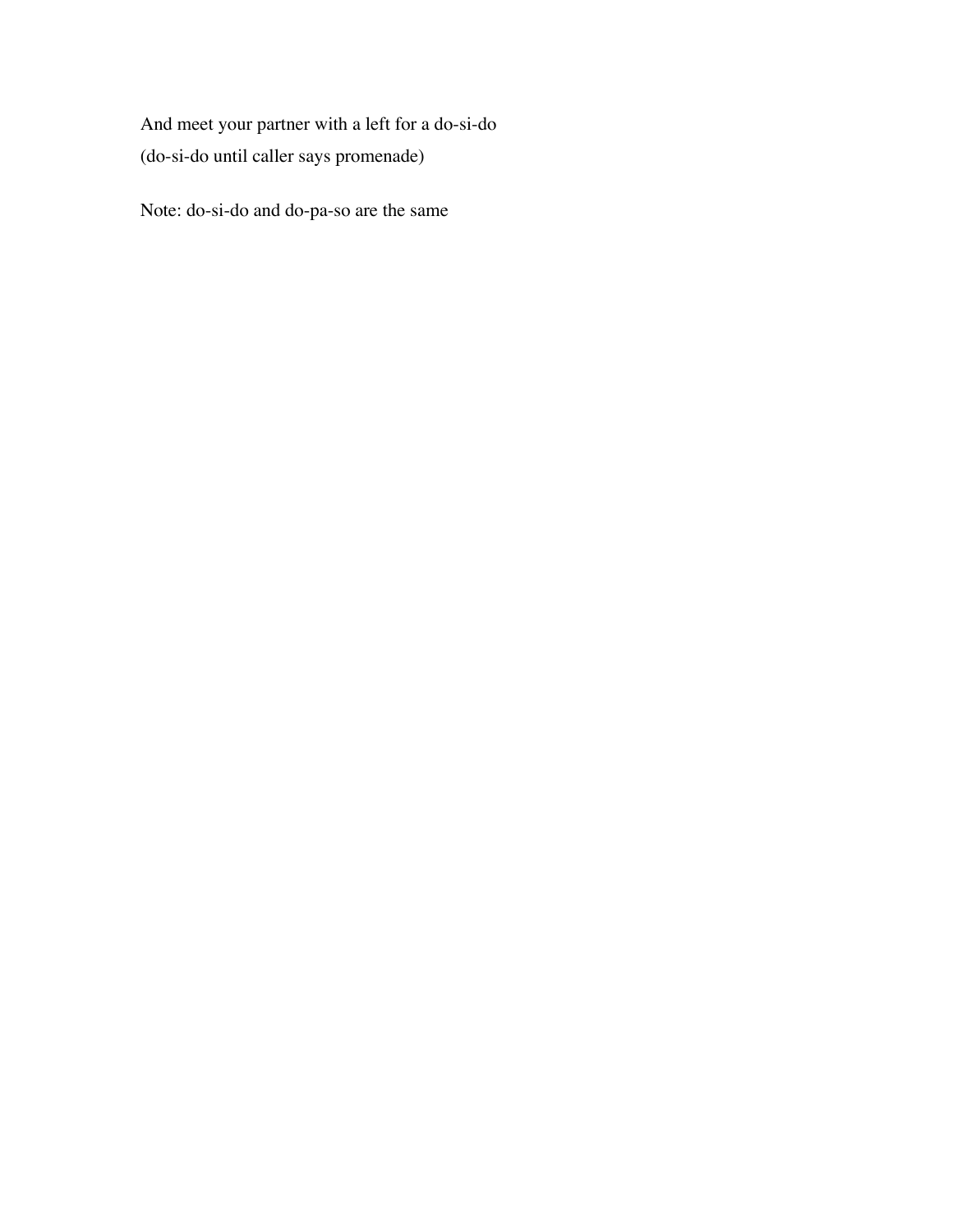And meet your partner with a left for a do-si-do
(do-si-do until caller says promenade)

Note: do-si-do and do-pa-so are the same